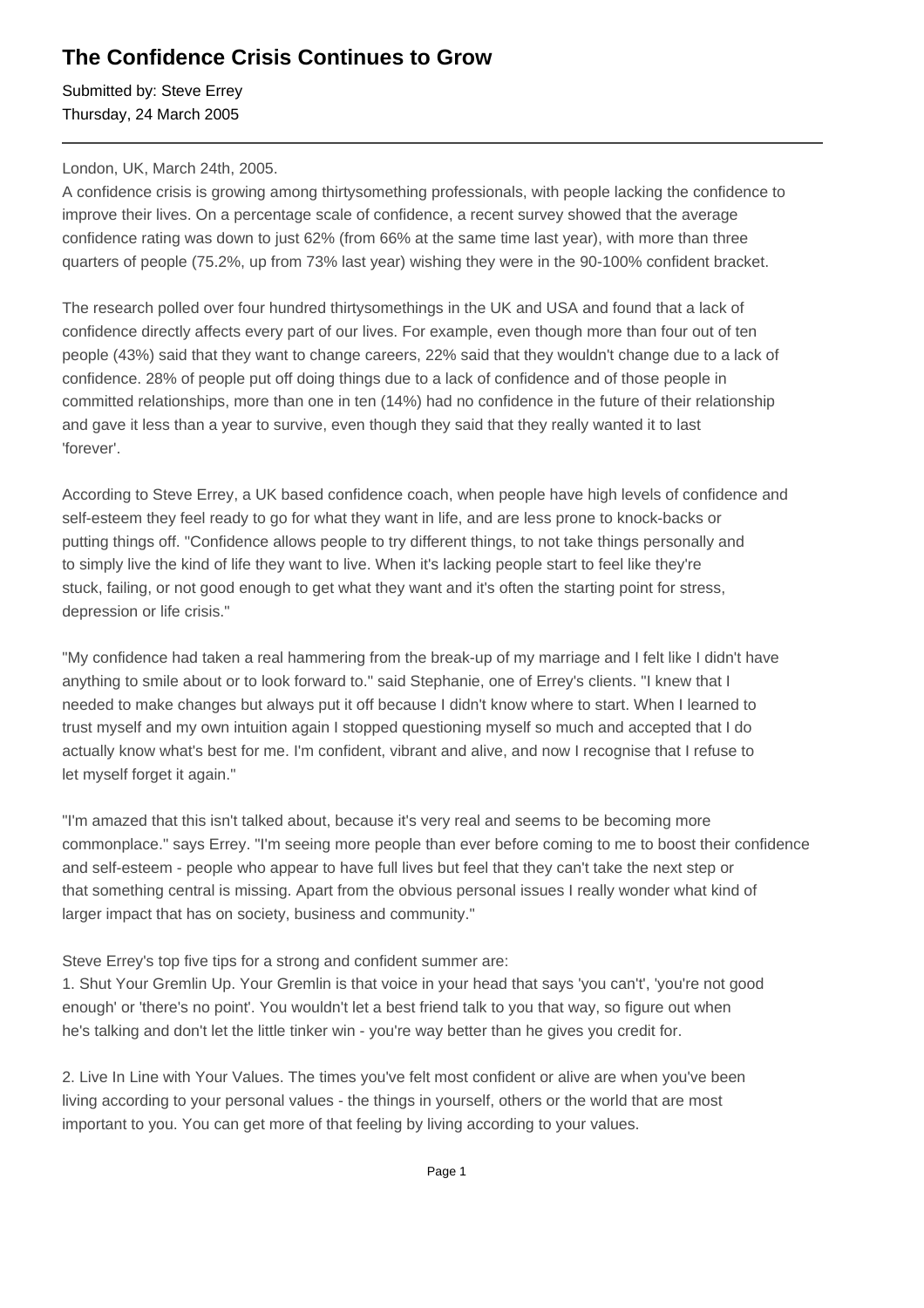# The Confidence Crisis Continues to Grow

Submitted by: Steve Errey
Thursday, 24 March 2005

---

London, UK, March 24th, 2005.
A confidence crisis is growing among thirtysomething professionals, with people lacking the confidence to improve their lives. On a percentage scale of confidence, a recent survey showed that the average confidence rating was down to just 62% (from 66% at the same time last year), with more than three quarters of people (75.2%, up from 73% last year) wishing they were in the 90-100% confident bracket.

The research polled over four hundred thirtysomethings in the UK and USA and found that a lack of confidence directly affects every part of our lives. For example, even though more than four out of ten people (43%) said that they want to change careers, 22% said that they wouldn't change due to a lack of confidence. 28% of people put off doing things due to a lack of confidence and of those people in committed relationships, more than one in ten (14%) had no confidence in the future of their relationship and gave it less than a year to survive, even though they said that they really wanted it to last 'forever'.

According to Steve Errey, a UK based confidence coach, when people have high levels of confidence and self-esteem they feel ready to go for what they want in life, and are less prone to knock-backs or putting things off. "Confidence allows people to try different things, to not take things personally and to simply live the kind of life they want to live. When it's lacking people start to feel like they're stuck, failing, or not good enough to get what they want and it's often the starting point for stress, depression or life crisis."

"My confidence had taken a real hammering from the break-up of my marriage and I felt like I didn't have anything to smile about or to look forward to." said Stephanie, one of Errey's clients. "I knew that I needed to make changes but always put it off because I didn't know where to start. When I learned to trust myself and my own intuition again I stopped questioning myself so much and accepted that I do actually know what's best for me. I'm confident, vibrant and alive, and now I recognise that I refuse to let myself forget it again."

"I'm amazed that this isn't talked about, because it's very real and seems to be becoming more commonplace." says Errey. "I'm seeing more people than ever before coming to me to boost their confidence and self-esteem - people who appear to have full lives but feel that they can't take the next step or that something central is missing. Apart from the obvious personal issues I really wonder what kind of larger impact that has on society, business and community."

Steve Errey's top five tips for a strong and confident summer are:

1. Shut Your Gremlin Up. Your Gremlin is that voice in your head that says 'you can't', 'you're not good enough' or 'there's no point'. You wouldn't let a best friend talk to you that way, so figure out when he's talking and don't let the little tinker win - you're way better than he gives you credit for.

2. Live In Line with Your Values. The times you've felt most confident or alive are when you've been living according to your personal values - the things in yourself, others or the world that are most important to you. You can get more of that feeling by living according to your values.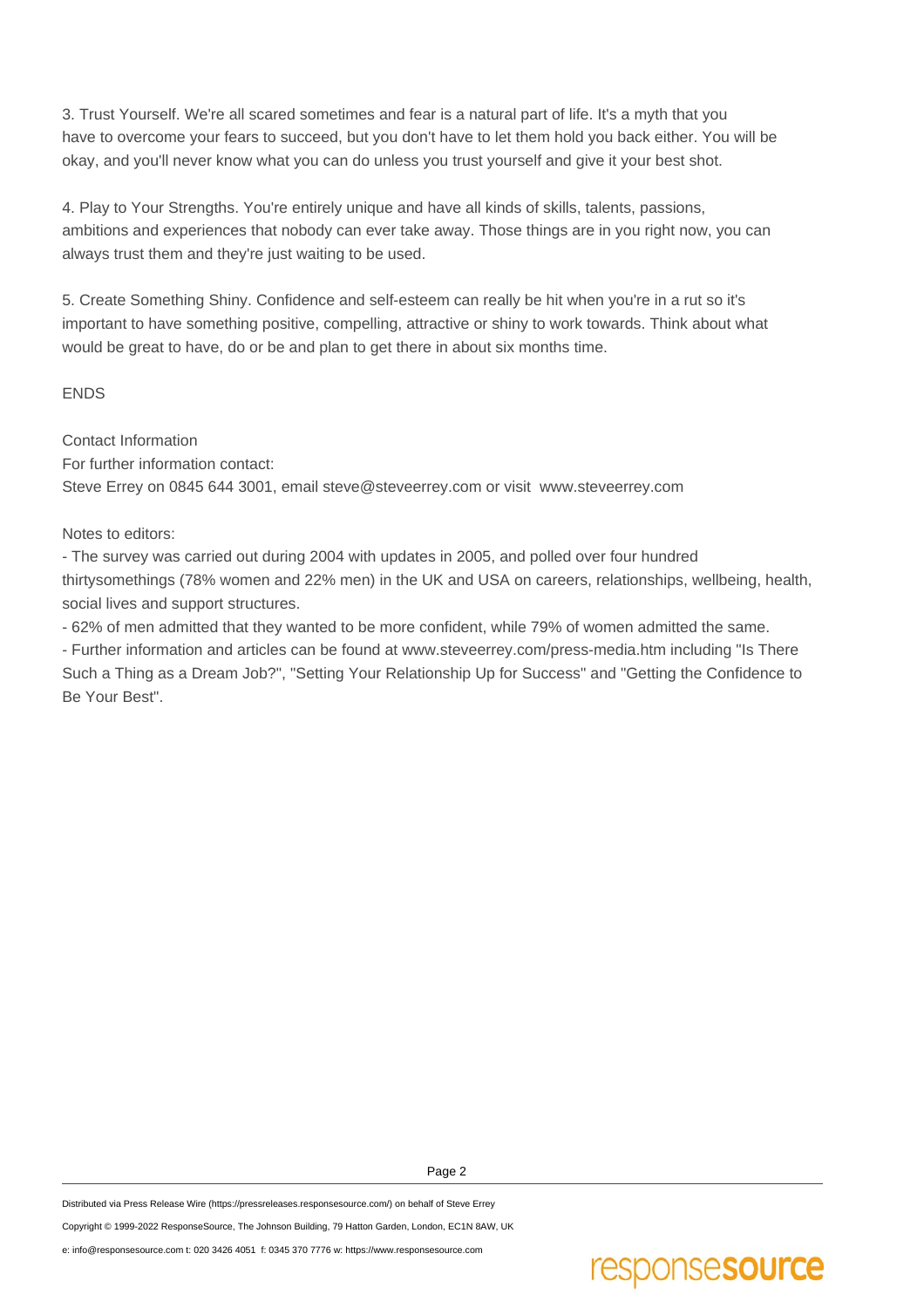3. Trust Yourself. We're all scared sometimes and fear is a natural part of life. It's a myth that you have to overcome your fears to succeed, but you don't have to let them hold you back either. You will be okay, and you'll never know what you can do unless you trust yourself and give it your best shot.

4. Play to Your Strengths. You're entirely unique and have all kinds of skills, talents, passions, ambitions and experiences that nobody can ever take away. Those things are in you right now, you can always trust them and they're just waiting to be used.

5. Create Something Shiny. Confidence and self-esteem can really be hit when you're in a rut so it's important to have something positive, compelling, attractive or shiny to work towards. Think about what would be great to have, do or be and plan to get there in about six months time.

ENDS

Contact Information
For further information contact:
Steve Errey on 0845 644 3001, email steve@steveerrey.com or visit www.steveerrey.com

Notes to editors:
- The survey was carried out during 2004 with updates in 2005, and polled over four hundred thirtysomethings (78% women and 22% men) in the UK and USA on careers, relationships, wellbeing, health, social lives and support structures.
- 62% of men admitted that they wanted to be more confident, while 79% of women admitted the same.
- Further information and articles can be found at www.steveerrey.com/press-media.htm including "Is There Such a Thing as a Dream Job?", "Setting Your Relationship Up for Success" and "Getting the Confidence to Be Your Best".

Distributed via Press Release Wire (https://pressreleases.responsesource.com/) on behalf of Steve Errey

Copyright © 1999-2022 ResponseSource, The Johnson Building, 79 Hatton Garden, London, EC1N 8AW, UK

e: info@responsesource.com t: 020 3426 4051 f: 0345 370 7776 w: https://www.responsesource.com

responsesource